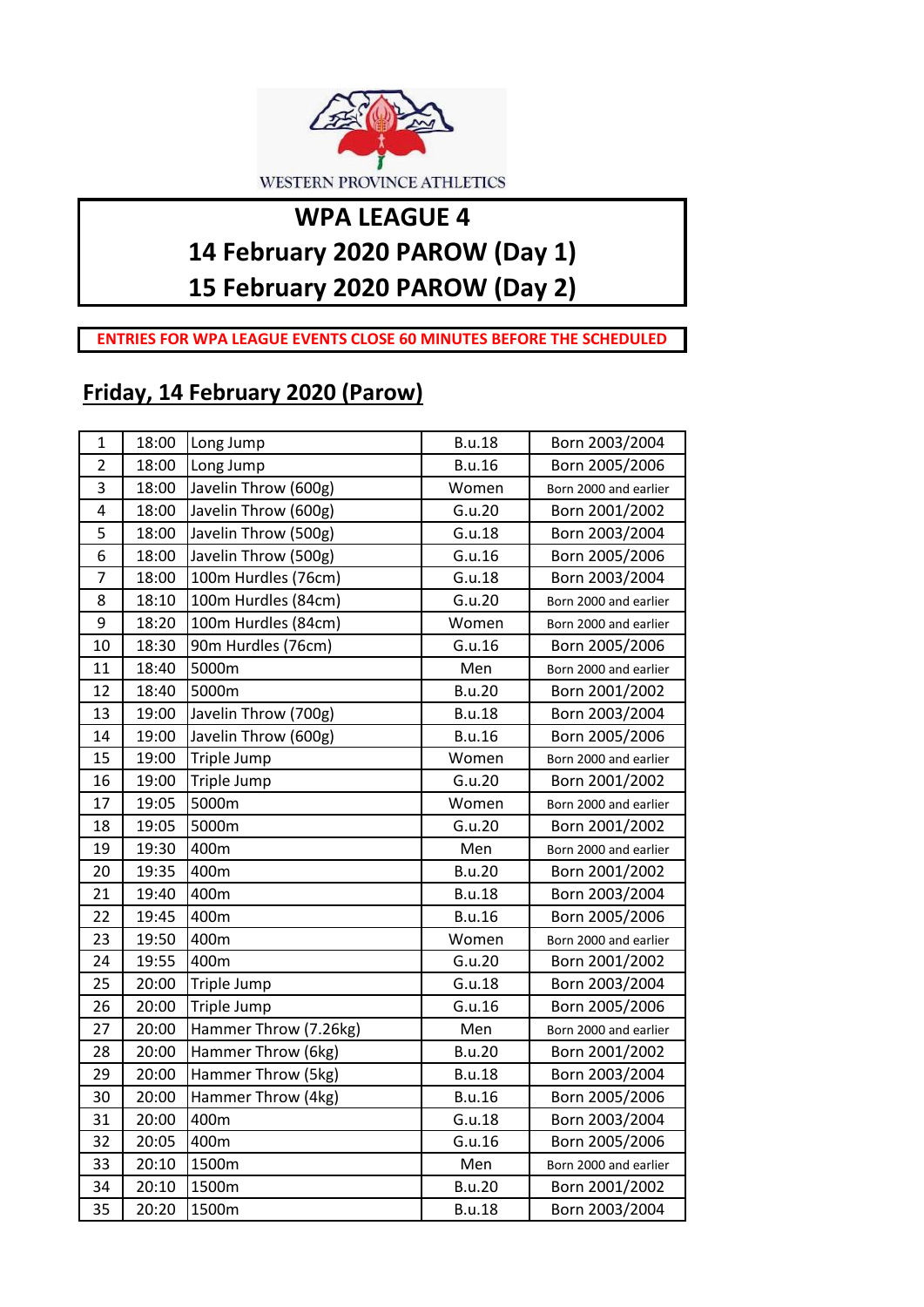WESTERN PROVINCE ATHLETICS

# WPA LEAGUE 4
# 14 February 2020 PAROW (Day 1)
# 15 February 2020 PAROW (Day 2)

**ENTRIES FOR WPA LEAGUE EVENTS CLOSE 60 MINUTES BEFORE THE SCHEDULED**

## Friday, 14 February 2020 (Parow)

| | | | | |
|---|---|---|---|---|
| 1 | 18:00 | Long Jump | B.u.18 | Born 2003/2004 |
| 2 | 18:00 | Long Jump | B.u.16 | Born 2005/2006 |
| 3 | 18:00 | Javelin Throw (600g) | Women | Born 2000 and earlier |
| 4 | 18:00 | Javelin Throw (600g) | G.u.20 | Born 2001/2002 |
| 5 | 18:00 | Javelin Throw (500g) | G.u.18 | Born 2003/2004 |
| 6 | 18:00 | Javelin Throw (500g) | G.u.16 | Born 2005/2006 |
| 7 | 18:00 | 100m Hurdles (76cm) | G.u.18 | Born 2003/2004 |
| 8 | 18:10 | 100m Hurdles (84cm) | G.u.20 | Born 2000 and earlier |
| 9 | 18:20 | 100m Hurdles (84cm) | Women | Born 2000 and earlier |
| 10 | 18:30 | 90m Hurdles (76cm) | G.u.16 | Born 2005/2006 |
| 11 | 18:40 | 5000m | Men | Born 2000 and earlier |
| 12 | 18:40 | 5000m | B.u.20 | Born 2001/2002 |
| 13 | 19:00 | Javelin Throw (700g) | B.u.18 | Born 2003/2004 |
| 14 | 19:00 | Javelin Throw (600g) | B.u.16 | Born 2005/2006 |
| 15 | 19:00 | Triple Jump | Women | Born 2000 and earlier |
| 16 | 19:00 | Triple Jump | G.u.20 | Born 2001/2002 |
| 17 | 19:05 | 5000m | Women | Born 2000 and earlier |
| 18 | 19:05 | 5000m | G.u.20 | Born 2001/2002 |
| 19 | 19:30 | 400m | Men | Born 2000 and earlier |
| 20 | 19:35 | 400m | B.u.20 | Born 2001/2002 |
| 21 | 19:40 | 400m | B.u.18 | Born 2003/2004 |
| 22 | 19:45 | 400m | B.u.16 | Born 2005/2006 |
| 23 | 19:50 | 400m | Women | Born 2000 and earlier |
| 24 | 19:55 | 400m | G.u.20 | Born 2001/2002 |
| 25 | 20:00 | Triple Jump | G.u.18 | Born 2003/2004 |
| 26 | 20:00 | Triple Jump | G.u.16 | Born 2005/2006 |
| 27 | 20:00 | Hammer Throw (7.26kg) | Men | Born 2000 and earlier |
| 28 | 20:00 | Hammer Throw (6kg) | B.u.20 | Born 2001/2002 |
| 29 | 20:00 | Hammer Throw (5kg) | B.u.18 | Born 2003/2004 |
| 30 | 20:00 | Hammer Throw (4kg) | B.u.16 | Born 2005/2006 |
| 31 | 20:00 | 400m | G.u.18 | Born 2003/2004 |
| 32 | 20:05 | 400m | G.u.16 | Born 2005/2006 |
| 33 | 20:10 | 1500m | Men | Born 2000 and earlier |
| 34 | 20:10 | 1500m | B.u.20 | Born 2001/2002 |
| 35 | 20:20 | 1500m | B.u.18 | Born 2003/2004 |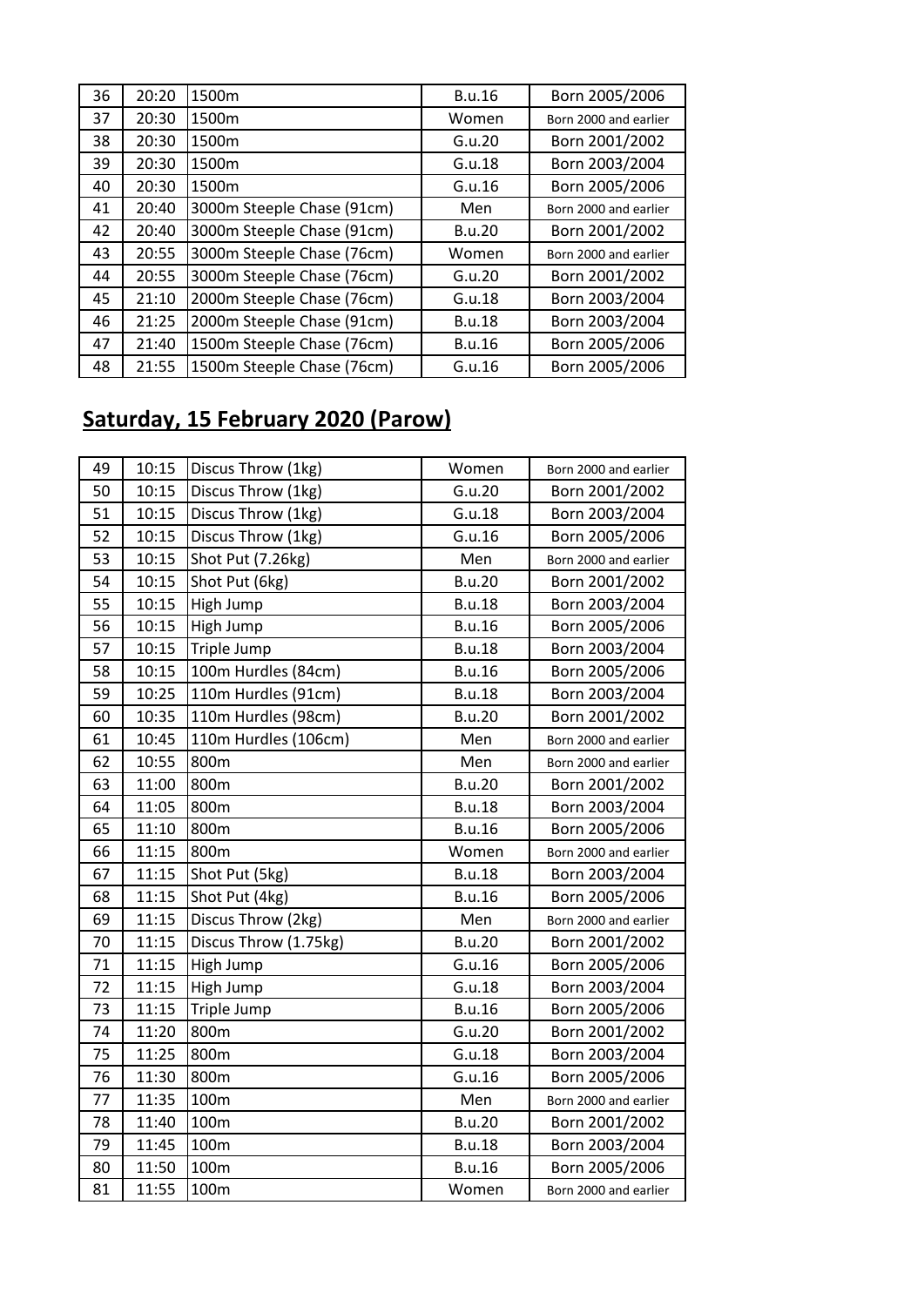| 36 | 20:20 | 1500m | B.u.16 | Born 2005/2006 |
|---|---|---|---|---|
| 37 | 20:30 | 1500m | Women | Born 2000 and earlier |
| 38 | 20:30 | 1500m | G.u.20 | Born 2001/2002 |
| 39 | 20:30 | 1500m | G.u.18 | Born 2003/2004 |
| 40 | 20:30 | 1500m | G.u.16 | Born 2005/2006 |
| 41 | 20:40 | 3000m Steeple Chase (91cm) | Men | Born 2000 and earlier |
| 42 | 20:40 | 3000m Steeple Chase (91cm) | B.u.20 | Born 2001/2002 |
| 43 | 20:55 | 3000m Steeple Chase (76cm) | Women | Born 2000 and earlier |
| 44 | 20:55 | 3000m Steeple Chase (76cm) | G.u.20 | Born 2001/2002 |
| 45 | 21:10 | 2000m Steeple Chase (76cm) | G.u.18 | Born 2003/2004 |
| 46 | 21:25 | 2000m Steeple Chase (91cm) | B.u.18 | Born 2003/2004 |
| 47 | 21:40 | 1500m Steeple Chase (76cm) | B.u.16 | Born 2005/2006 |
| 48 | 21:55 | 1500m Steeple Chase (76cm) | G.u.16 | Born 2005/2006 |

## Saturday, 15 February 2020 (Parow)

| 49 | 10:15 | Discus Throw (1kg) | Women | Born 2000 and earlier |
|---|---|---|---|---|
| 50 | 10:15 | Discus Throw (1kg) | G.u.20 | Born 2001/2002 |
| 51 | 10:15 | Discus Throw (1kg) | G.u.18 | Born 2003/2004 |
| 52 | 10:15 | Discus Throw (1kg) | G.u.16 | Born 2005/2006 |
| 53 | 10:15 | Shot Put (7.26kg) | Men | Born 2000 and earlier |
| 54 | 10:15 | Shot Put (6kg) | B.u.20 | Born 2001/2002 |
| 55 | 10:15 | High Jump | B.u.18 | Born 2003/2004 |
| 56 | 10:15 | High Jump | B.u.16 | Born 2005/2006 |
| 57 | 10:15 | Triple Jump | B.u.18 | Born 2003/2004 |
| 58 | 10:15 | 100m Hurdles (84cm) | B.u.16 | Born 2005/2006 |
| 59 | 10:25 | 110m Hurdles (91cm) | B.u.18 | Born 2003/2004 |
| 60 | 10:35 | 110m Hurdles (98cm) | B.u.20 | Born 2001/2002 |
| 61 | 10:45 | 110m Hurdles (106cm) | Men | Born 2000 and earlier |
| 62 | 10:55 | 800m | Men | Born 2000 and earlier |
| 63 | 11:00 | 800m | B.u.20 | Born 2001/2002 |
| 64 | 11:05 | 800m | B.u.18 | Born 2003/2004 |
| 65 | 11:10 | 800m | B.u.16 | Born 2005/2006 |
| 66 | 11:15 | 800m | Women | Born 2000 and earlier |
| 67 | 11:15 | Shot Put (5kg) | B.u.18 | Born 2003/2004 |
| 68 | 11:15 | Shot Put (4kg) | B.u.16 | Born 2005/2006 |
| 69 | 11:15 | Discus Throw (2kg) | Men | Born 2000 and earlier |
| 70 | 11:15 | Discus Throw (1.75kg) | B.u.20 | Born 2001/2002 |
| 71 | 11:15 | High Jump | G.u.16 | Born 2005/2006 |
| 72 | 11:15 | High Jump | G.u.18 | Born 2003/2004 |
| 73 | 11:15 | Triple Jump | B.u.16 | Born 2005/2006 |
| 74 | 11:20 | 800m | G.u.20 | Born 2001/2002 |
| 75 | 11:25 | 800m | G.u.18 | Born 2003/2004 |
| 76 | 11:30 | 800m | G.u.16 | Born 2005/2006 |
| 77 | 11:35 | 100m | Men | Born 2000 and earlier |
| 78 | 11:40 | 100m | B.u.20 | Born 2001/2002 |
| 79 | 11:45 | 100m | B.u.18 | Born 2003/2004 |
| 80 | 11:50 | 100m | B.u.16 | Born 2005/2006 |
| 81 | 11:55 | 100m | Women | Born 2000 and earlier |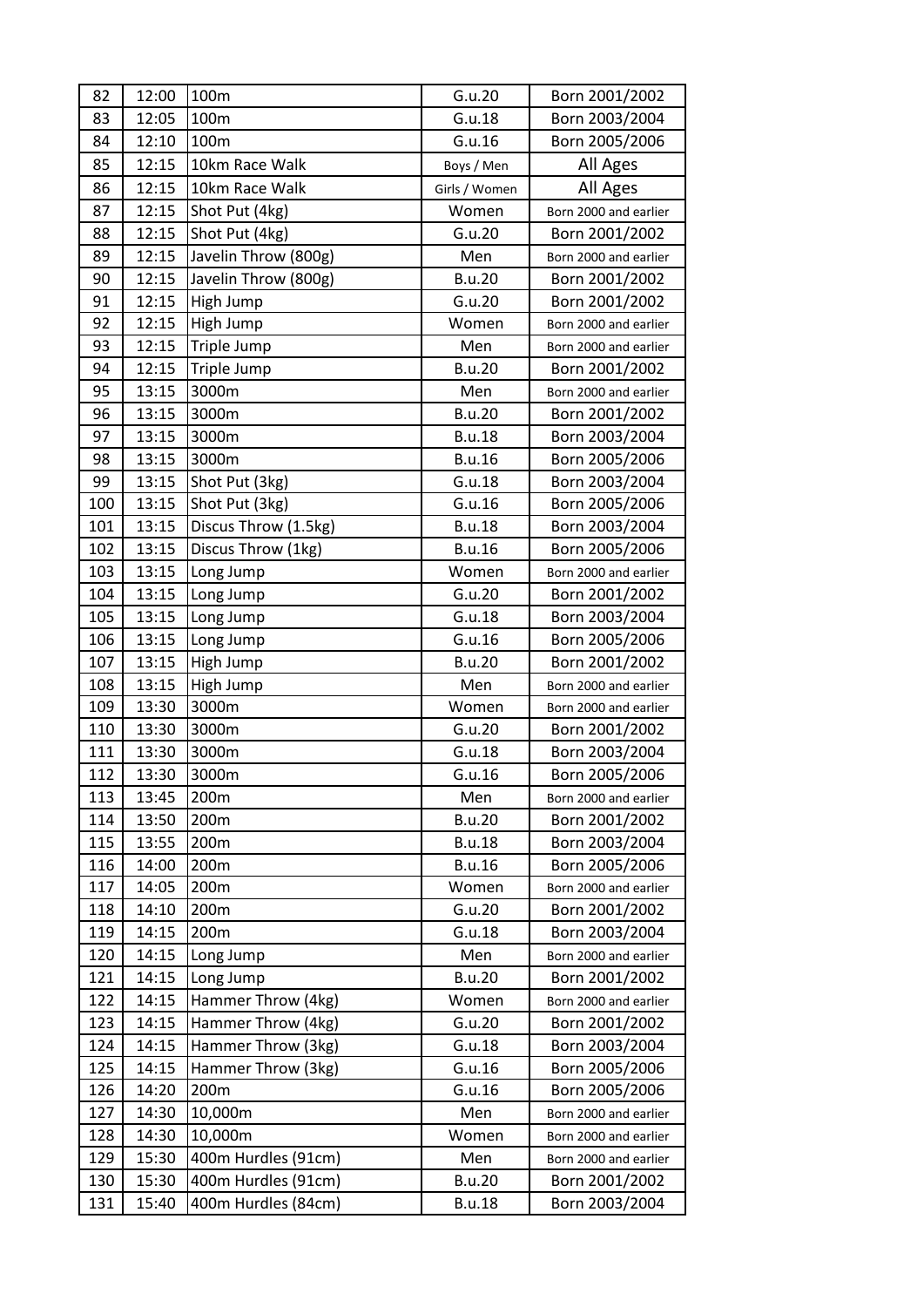| 82 | 12:00 | 100m | G.u.20 | Born 2001/2002 |
|---|---|---|---|---|
| 83 | 12:05 | 100m | G.u.18 | Born 2003/2004 |
| 84 | 12:10 | 100m | G.u.16 | Born 2005/2006 |
| 85 | 12:15 | 10km Race Walk | Boys / Men | All Ages |
| 86 | 12:15 | 10km Race Walk | Girls / Women | All Ages |
| 87 | 12:15 | Shot Put (4kg) | Women | Born 2000 and earlier |
| 88 | 12:15 | Shot Put (4kg) | G.u.20 | Born 2001/2002 |
| 89 | 12:15 | Javelin Throw (800g) | Men | Born 2000 and earlier |
| 90 | 12:15 | Javelin Throw (800g) | B.u.20 | Born 2001/2002 |
| 91 | 12:15 | High Jump | G.u.20 | Born 2001/2002 |
| 92 | 12:15 | High Jump | Women | Born 2000 and earlier |
| 93 | 12:15 | Triple Jump | Men | Born 2000 and earlier |
| 94 | 12:15 | Triple Jump | B.u.20 | Born 2001/2002 |
| 95 | 13:15 | 3000m | Men | Born 2000 and earlier |
| 96 | 13:15 | 3000m | B.u.20 | Born 2001/2002 |
| 97 | 13:15 | 3000m | B.u.18 | Born 2003/2004 |
| 98 | 13:15 | 3000m | B.u.16 | Born 2005/2006 |
| 99 | 13:15 | Shot Put (3kg) | G.u.18 | Born 2003/2004 |
| 100 | 13:15 | Shot Put (3kg) | G.u.16 | Born 2005/2006 |
| 101 | 13:15 | Discus Throw (1.5kg) | B.u.18 | Born 2003/2004 |
| 102 | 13:15 | Discus Throw (1kg) | B.u.16 | Born 2005/2006 |
| 103 | 13:15 | Long Jump | Women | Born 2000 and earlier |
| 104 | 13:15 | Long Jump | G.u.20 | Born 2001/2002 |
| 105 | 13:15 | Long Jump | G.u.18 | Born 2003/2004 |
| 106 | 13:15 | Long Jump | G.u.16 | Born 2005/2006 |
| 107 | 13:15 | High Jump | B.u.20 | Born 2001/2002 |
| 108 | 13:15 | High Jump | Men | Born 2000 and earlier |
| 109 | 13:30 | 3000m | Women | Born 2000 and earlier |
| 110 | 13:30 | 3000m | G.u.20 | Born 2001/2002 |
| 111 | 13:30 | 3000m | G.u.18 | Born 2003/2004 |
| 112 | 13:30 | 3000m | G.u.16 | Born 2005/2006 |
| 113 | 13:45 | 200m | Men | Born 2000 and earlier |
| 114 | 13:50 | 200m | B.u.20 | Born 2001/2002 |
| 115 | 13:55 | 200m | B.u.18 | Born 2003/2004 |
| 116 | 14:00 | 200m | B.u.16 | Born 2005/2006 |
| 117 | 14:05 | 200m | Women | Born 2000 and earlier |
| 118 | 14:10 | 200m | G.u.20 | Born 2001/2002 |
| 119 | 14:15 | 200m | G.u.18 | Born 2003/2004 |
| 120 | 14:15 | Long Jump | Men | Born 2000 and earlier |
| 121 | 14:15 | Long Jump | B.u.20 | Born 2001/2002 |
| 122 | 14:15 | Hammer Throw (4kg) | Women | Born 2000 and earlier |
| 123 | 14:15 | Hammer Throw (4kg) | G.u.20 | Born 2001/2002 |
| 124 | 14:15 | Hammer Throw (3kg) | G.u.18 | Born 2003/2004 |
| 125 | 14:15 | Hammer Throw (3kg) | G.u.16 | Born 2005/2006 |
| 126 | 14:20 | 200m | G.u.16 | Born 2005/2006 |
| 127 | 14:30 | 10,000m | Men | Born 2000 and earlier |
| 128 | 14:30 | 10,000m | Women | Born 2000 and earlier |
| 129 | 15:30 | 400m Hurdles (91cm) | Men | Born 2000 and earlier |
| 130 | 15:30 | 400m Hurdles (91cm) | B.u.20 | Born 2001/2002 |
| 131 | 15:40 | 400m Hurdles (84cm) | B.u.18 | Born 2003/2004 |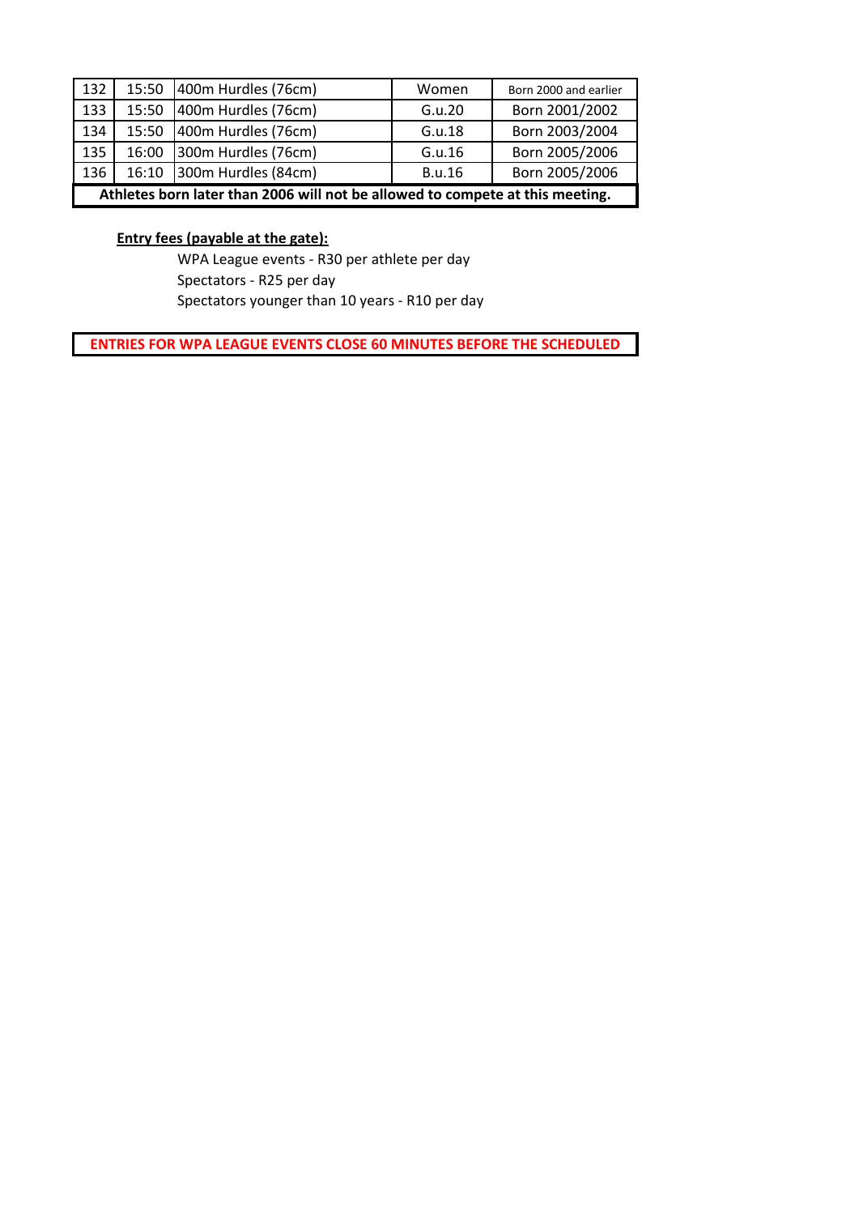| | | | | |
|---|---|---|---|---|
| 132 | 15:50 | 400m Hurdles (76cm) | Women | Born 2000 and earlier |
| 133 | 15:50 | 400m Hurdles (76cm) | G.u.20 | Born 2001/2002 |
| 134 | 15:50 | 400m Hurdles (76cm) | G.u.18 | Born 2003/2004 |
| 135 | 16:00 | 300m Hurdles (76cm) | G.u.16 | Born 2005/2006 |
| 136 | 16:10 | 300m Hurdles (84cm) | B.u.16 | Born 2005/2006 |
| **Athletes born later than 2006 will not be allowed to compete at this meeting.** | | | | |

**Entry fees (payable at the gate):**

WPA League events - R30 per athlete per day
Spectators - R25 per day
Spectators younger than 10 years - R10 per day

**ENTRIES FOR WPA LEAGUE EVENTS CLOSE 60 MINUTES BEFORE THE SCHEDULED**